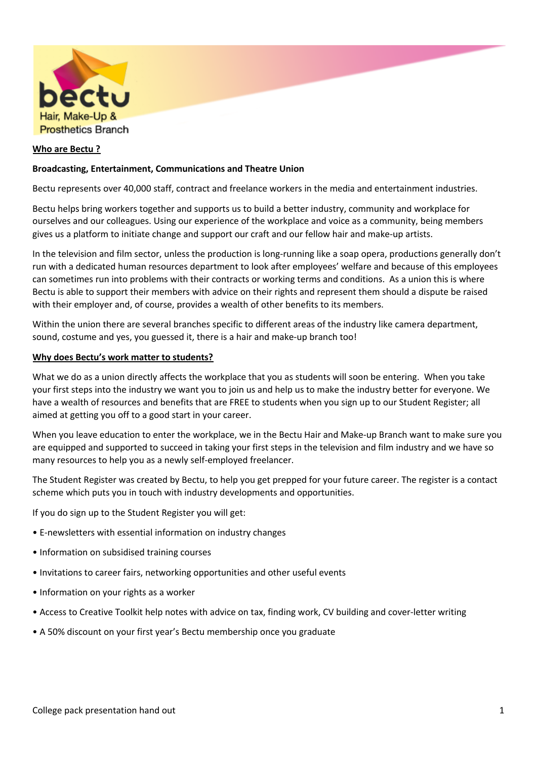bectu

Hair, Make-Up & Prosthetics Branch

## Who are Bectu ?

**Broadcasting, Entertainment, Communications and Theatre Union**

Bectu represents over 40,000 staff, contract and freelance workers in the media and entertainment industries.

Bectu helps bring workers together and supports us to build a better industry, community and workplace for ourselves and our colleagues. Using our experience of the workplace and voice as a community, being members gives us a platform to initiate change and support our craft and our fellow hair and make-up artists.

In the television and film sector, unless the production is long-running like a soap opera, productions generally don't run with a dedicated human resources department to look after employees' welfare and because of this employees can sometimes run into problems with their contracts or working terms and conditions. As a union this is where Bectu is able to support their members with advice on their rights and represent them should a dispute be raised with their employer and, of course, provides a wealth of other benefits to its members.

Within the union there are several branches specific to different areas of the industry like camera department, sound, costume and yes, you guessed it, there is a hair and make-up branch too!

## Why does Bectu's work matter to students?

What we do as a union directly affects the workplace that you as students will soon be entering. When you take your first steps into the industry we want you to join us and help us to make the industry better for everyone. We have a wealth of resources and benefits that are FREE to students when you sign up to our Student Register; all aimed at getting you off to a good start in your career.

When you leave education to enter the workplace, we in the Bectu Hair and Make-up Branch want to make sure you are equipped and supported to succeed in taking your first steps in the television and film industry and we have so many resources to help you as a newly self-employed freelancer.

The Student Register was created by Bectu, to help you get prepped for your future career. The register is a contact scheme which puts you in touch with industry developments and opportunities.

If you do sign up to the Student Register you will get:

- E-newsletters with essential information on industry changes
- Information on subsidised training courses
- Invitations to career fairs, networking opportunities and other useful events
- Information on your rights as a worker
- Access to Creative Toolkit help notes with advice on tax, finding work, CV building and cover-letter writing
- A 50% discount on your first year's Bectu membership once you graduate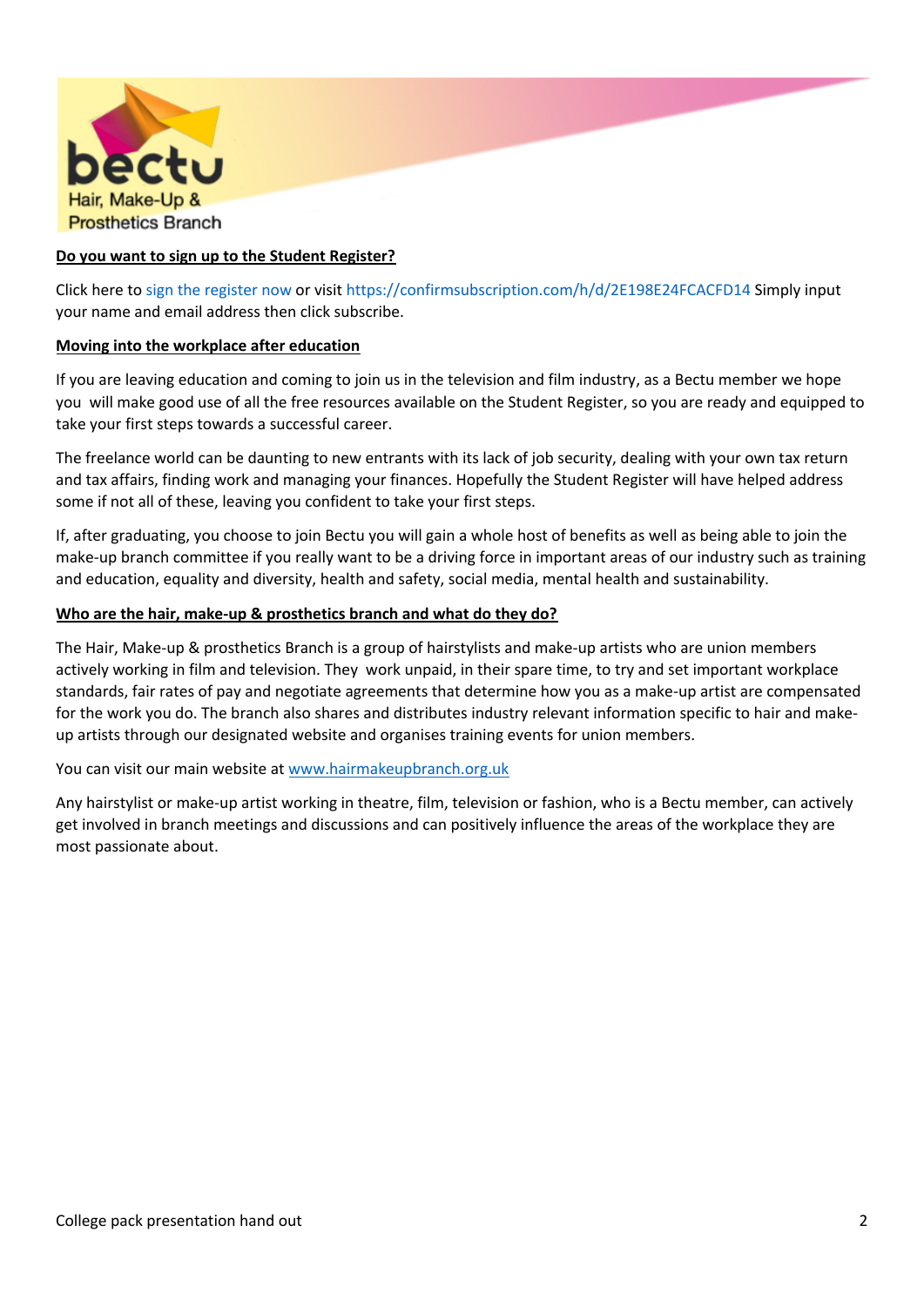bectu
Hair, Make-Up & Prosthetics Branch

**Do you want to sign up to the Student Register?**

Click here to sign the register now or visit https://confirmsubscription.com/h/d/2E198E24FCACFD14 Simply input your name and email address then click subscribe.

**Moving into the workplace after education**

If you are leaving education and coming to join us in the television and film industry, as a Bectu member we hope you will make good use of all the free resources available on the Student Register, so you are ready and equipped to take your first steps towards a successful career.

The freelance world can be daunting to new entrants with its lack of job security, dealing with your own tax return and tax affairs, finding work and managing your finances. Hopefully the Student Register will have helped address some if not all of these, leaving you confident to take your first steps.

If, after graduating, you choose to join Bectu you will gain a whole host of benefits as well as being able to join the make-up branch committee if you really want to be a driving force in important areas of our industry such as training and education, equality and diversity, health and safety, social media, mental health and sustainability.

**Who are the hair, make-up & prosthetics branch and what do they do?**

The Hair, Make-up & prosthetics Branch is a group of hairstylists and make-up artists who are union members actively working in film and television. They work unpaid, in their spare time, to try and set important workplace standards, fair rates of pay and negotiate agreements that determine how you as a make-up artist are compensated for the work you do. The branch also shares and distributes industry relevant information specific to hair and make-up artists through our designated website and organises training events for union members.

You can visit our main website at www.hairmakeupbranch.org.uk

Any hairstylist or make-up artist working in theatre, film, television or fashion, who is a Bectu member, can actively get involved in branch meetings and discussions and can positively influence the areas of the workplace they are most passionate about.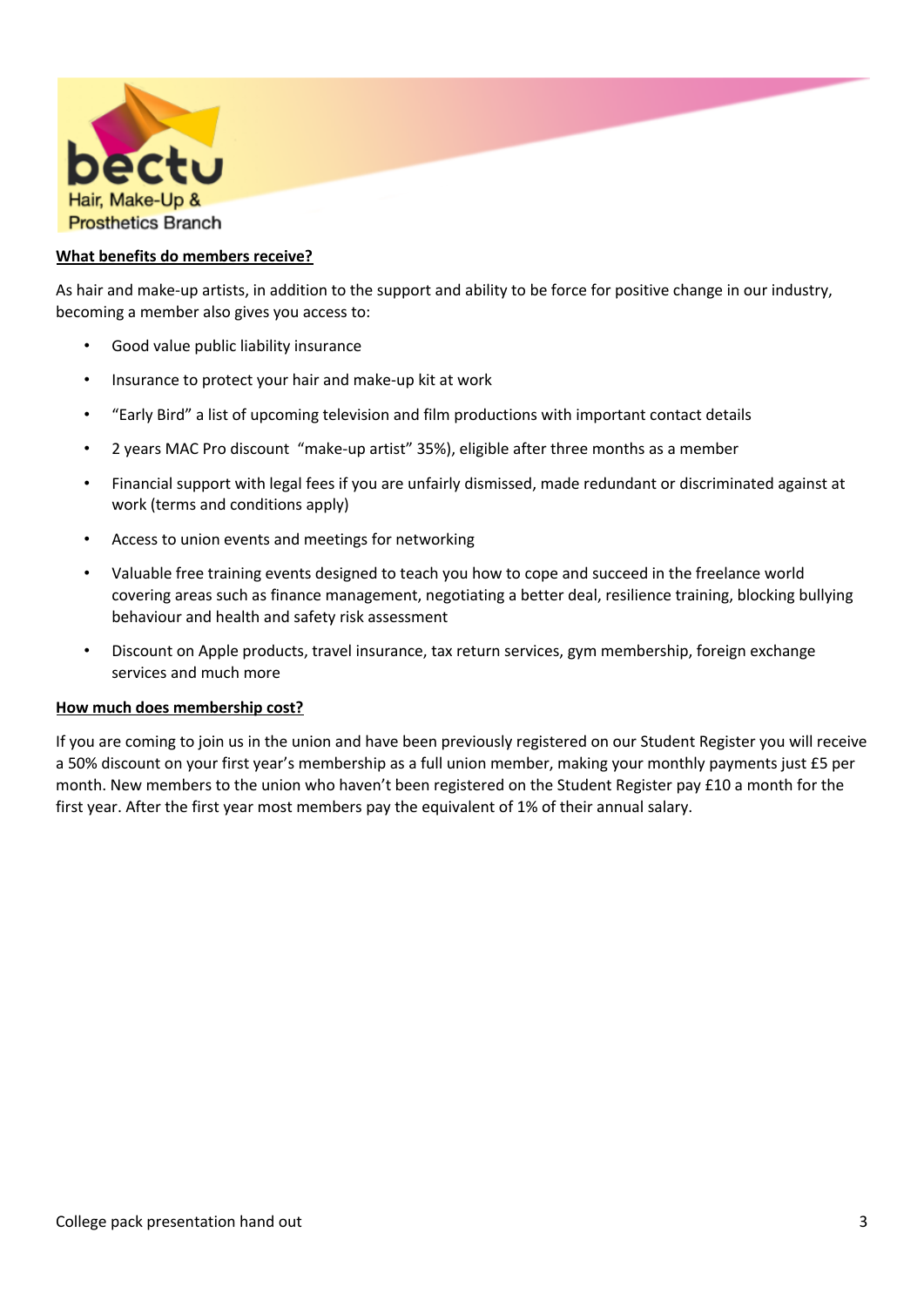bectu

Hair, Make-Up & Prosthetics Branch

**What benefits do members receive?**

As hair and make-up artists, in addition to the support and ability to be force for positive change in our industry, becoming a member also gives you access to:

- Good value public liability insurance
- Insurance to protect your hair and make-up kit at work
- "Early Bird" a list of upcoming television and film productions with important contact details
- 2 years MAC Pro discount "make-up artist" 35%), eligible after three months as a member
- Financial support with legal fees if you are unfairly dismissed, made redundant or discriminated against at work (terms and conditions apply)
- Access to union events and meetings for networking
- Valuable free training events designed to teach you how to cope and succeed in the freelance world covering areas such as finance management, negotiating a better deal, resilience training, blocking bullying behaviour and health and safety risk assessment
- Discount on Apple products, travel insurance, tax return services, gym membership, foreign exchange services and much more

**How much does membership cost?**

If you are coming to join us in the union and have been previously registered on our Student Register you will receive a 50% discount on your first year's membership as a full union member, making your monthly payments just £5 per month. New members to the union who haven't been registered on the Student Register pay £10 a month for the first year. After the first year most members pay the equivalent of 1% of their annual salary.

College pack presentation hand out